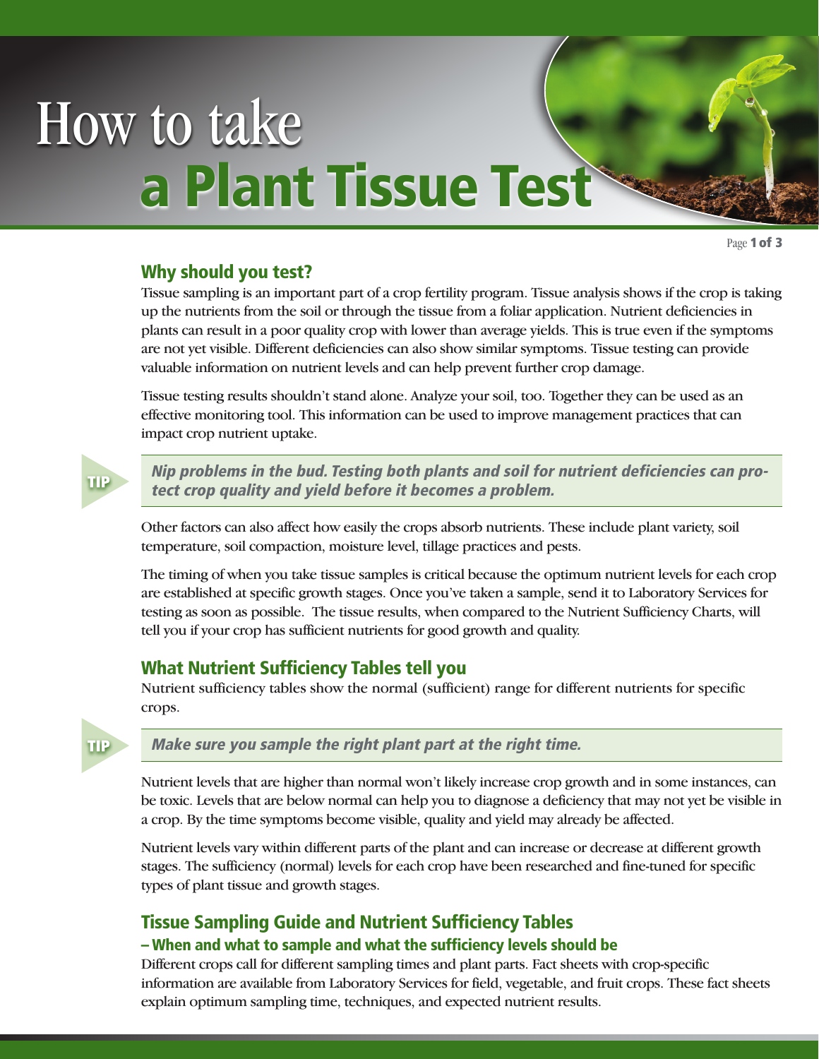# How to take a Plant Tissue Test

## Why should you test?

Tissue sampling is an important part of a crop fertility program. Tissue analysis shows if the crop is taking up the nutrients from the soil or through the tissue from a foliar application. Nutrient deficiencies in plants can result in a poor quality crop with lower than average yields. This is true even if the symptoms are not yet visible. Different deficiencies can also show similar symptoms. Tissue testing can provide valuable information on nutrient levels and can help prevent further crop damage.

Tissue testing results shouldn't stand alone. Analyze your soil, too. Together they can be used as an effective monitoring tool. This information can be used to improve management practices that can impact crop nutrient uptake.

> **TIP** ***Nip problems in the bud. Testing both plants and soil for nutrient deficiencies can protect crop quality and yield before it becomes a problem.***

Other factors can also affect how easily the crops absorb nutrients. These include plant variety, soil temperature, soil compaction, moisture level, tillage practices and pests.

The timing of when you take tissue samples is critical because the optimum nutrient levels for each crop are established at specific growth stages. Once you've taken a sample, send it to Laboratory Services for testing as soon as possible. The tissue results, when compared to the Nutrient Sufficiency Charts, will tell you if your crop has sufficient nutrients for good growth and quality.

## What Nutrient Sufficiency Tables tell you

Nutrient sufficiency tables show the normal (sufficient) range for different nutrients for specific crops.

> **TIP** ***Make sure you sample the right plant part at the right time.***

Nutrient levels that are higher than normal won't likely increase crop growth and in some instances, can be toxic. Levels that are below normal can help you to diagnose a deficiency that may not yet be visible in a crop. By the time symptoms become visible, quality and yield may already be affected.

Nutrient levels vary within different parts of the plant and can increase or decrease at different growth stages. The sufficiency (normal) levels for each crop have been researched and fine-tuned for specific types of plant tissue and growth stages.

## Tissue Sampling Guide and Nutrient Sufficiency Tables

### – When and what to sample and what the sufficiency levels should be

Different crops call for different sampling times and plant parts. Fact sheets with crop-specific information are available from Laboratory Services for field, vegetable, and fruit crops. These fact sheets explain optimum sampling time, techniques, and expected nutrient results.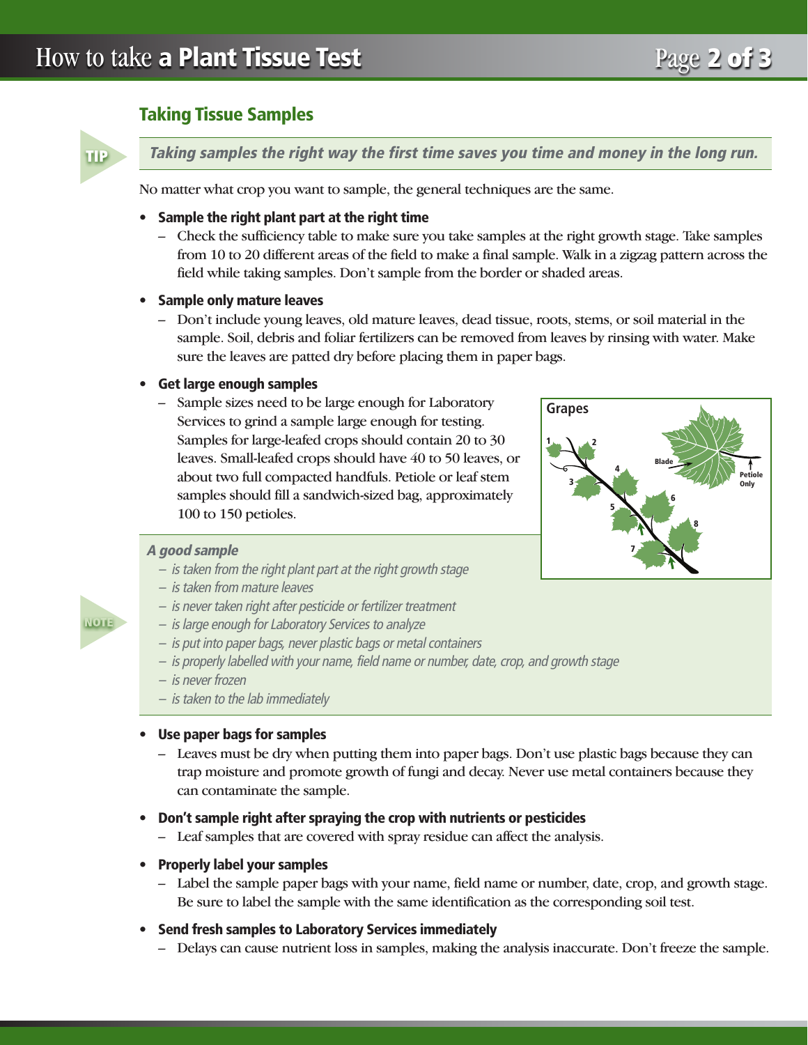## Taking Tissue Samples

**TIP** *Taking samples the right way the first time saves you time and money in the long run.*

No matter what crop you want to sample, the general techniques are the same.

- **Sample the right plant part at the right time**
  - Check the sufficiency table to make sure you take samples at the right growth stage. Take samples from 10 to 20 different areas of the field to make a final sample. Walk in a zigzag pattern across the field while taking samples. Don't sample from the border or shaded areas.
- **Sample only mature leaves**
  - Don't include young leaves, old mature leaves, dead tissue, roots, stems, or soil material in the sample. Soil, debris and foliar fertilizers can be removed from leaves by rinsing with water. Make sure the leaves are patted dry before placing them in paper bags.
- **Get large enough samples**
  - Sample sizes need to be large enough for Laboratory Services to grind a sample large enough for testing. Samples for large-leafed crops should contain 20 to 30 leaves. Small-leafed crops should have 40 to 50 leaves, or about two full compacted handfuls. Petiole or leaf stem samples should fill a sandwich-sized bag, approximately 100 to 150 petioles.

Grapes

**NOTE**

*A good sample*

- *is taken from the right plant part at the right growth stage*
- *is taken from mature leaves*
- *is never taken right after pesticide or fertilizer treatment*
- *is large enough for Laboratory Services to analyze*
- *is put into paper bags, never plastic bags or metal containers*
- *is properly labelled with your name, field name or number, date, crop, and growth stage*
- *is never frozen*
- *is taken to the lab immediately*

- **Use paper bags for samples**
  - Leaves must be dry when putting them into paper bags. Don't use plastic bags because they can trap moisture and promote growth of fungi and decay. Never use metal containers because they can contaminate the sample.
- **Don't sample right after spraying the crop with nutrients or pesticides**
  - Leaf samples that are covered with spray residue can affect the analysis.
- **Properly label your samples**
  - Label the sample paper bags with your name, field name or number, date, crop, and growth stage. Be sure to label the sample with the same identification as the corresponding soil test.
- **Send fresh samples to Laboratory Services immediately**
  - Delays can cause nutrient loss in samples, making the analysis inaccurate. Don't freeze the sample.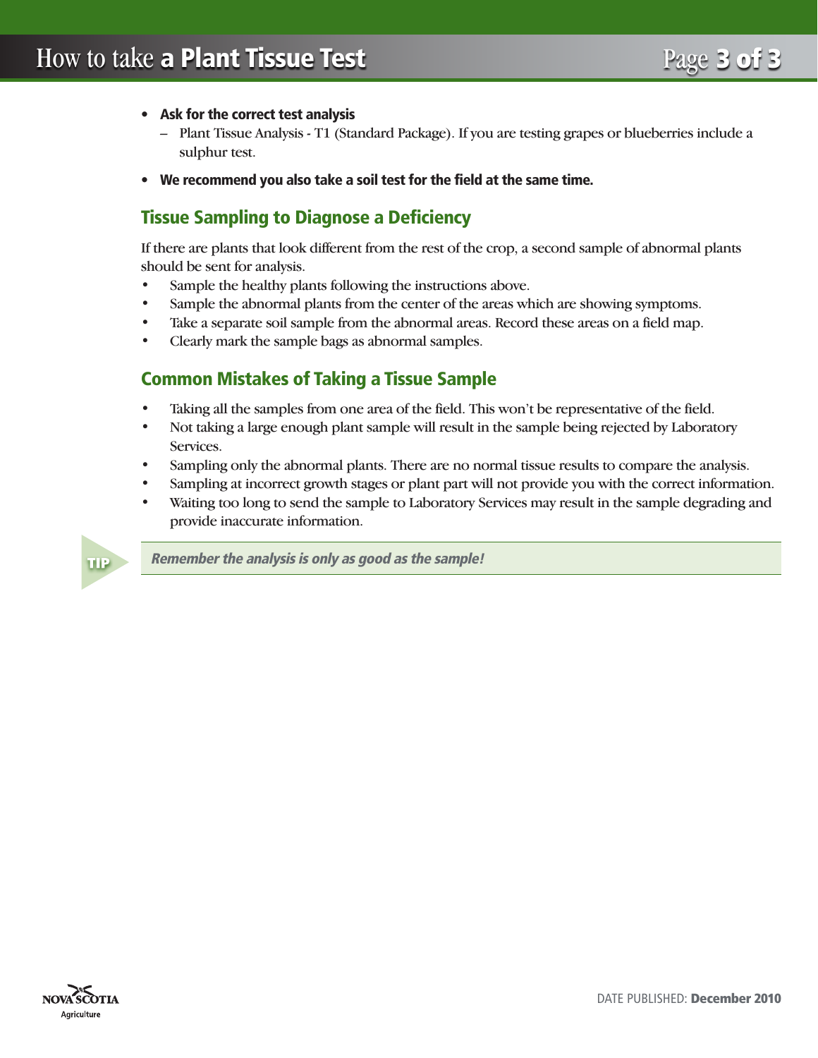- **Ask for the correct test analysis**
  - Plant Tissue Analysis - T1 (Standard Package). If you are testing grapes or blueberries include a sulphur test.
- **We recommend you also take a soil test for the field at the same time.**

## Tissue Sampling to Diagnose a Deficiency

If there are plants that look different from the rest of the crop, a second sample of abnormal plants should be sent for analysis.

- Sample the healthy plants following the instructions above.
- Sample the abnormal plants from the center of the areas which are showing symptoms.
- Take a separate soil sample from the abnormal areas. Record these areas on a field map.
- Clearly mark the sample bags as abnormal samples.

## Common Mistakes of Taking a Tissue Sample

- Taking all the samples from one area of the field. This won't be representative of the field.
- Not taking a large enough plant sample will result in the sample being rejected by Laboratory Services.
- Sampling only the abnormal plants. There are no normal tissue results to compare the analysis.
- Sampling at incorrect growth stages or plant part will not provide you with the correct information.
- Waiting too long to send the sample to Laboratory Services may result in the sample degrading and provide inaccurate information.

**TIP** ***Remember the analysis is only as good as the sample!***

DATE PUBLISHED: **December 2010**